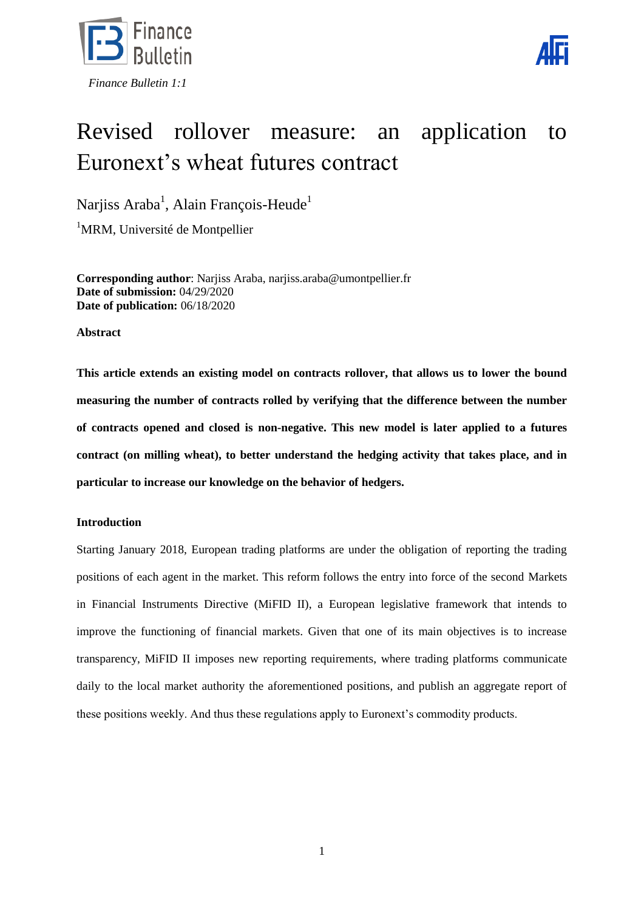# Revised rollover measure: an application to Euronext's wheat futures contract

Narjiss Araba[1], Alain François-Heude[1]

[1]MRM, Université de Montpellier

**Corresponding author**: Narjiss Araba, narjiss.araba@umontpellier.fr
**Date of submission:** 04/29/2020
**Date of publication:** 06/18/2020

**Abstract**

**This article extends an existing model on contracts rollover, that allows us to lower the bound measuring the number of contracts rolled by verifying that the difference between the number of contracts opened and closed is non-negative. This new model is later applied to a futures contract (on milling wheat), to better understand the hedging activity that takes place, and in particular to increase our knowledge on the behavior of hedgers.**

**Introduction**

Starting January 2018, European trading platforms are under the obligation of reporting the trading positions of each agent in the market. This reform follows the entry into force of the second Markets in Financial Instruments Directive (MiFID II), a European legislative framework that intends to improve the functioning of financial markets. Given that one of its main objectives is to increase transparency, MiFID II imposes new reporting requirements, where trading platforms communicate daily to the local market authority the aforementioned positions, and publish an aggregate report of these positions weekly. And thus these regulations apply to Euronext's commodity products.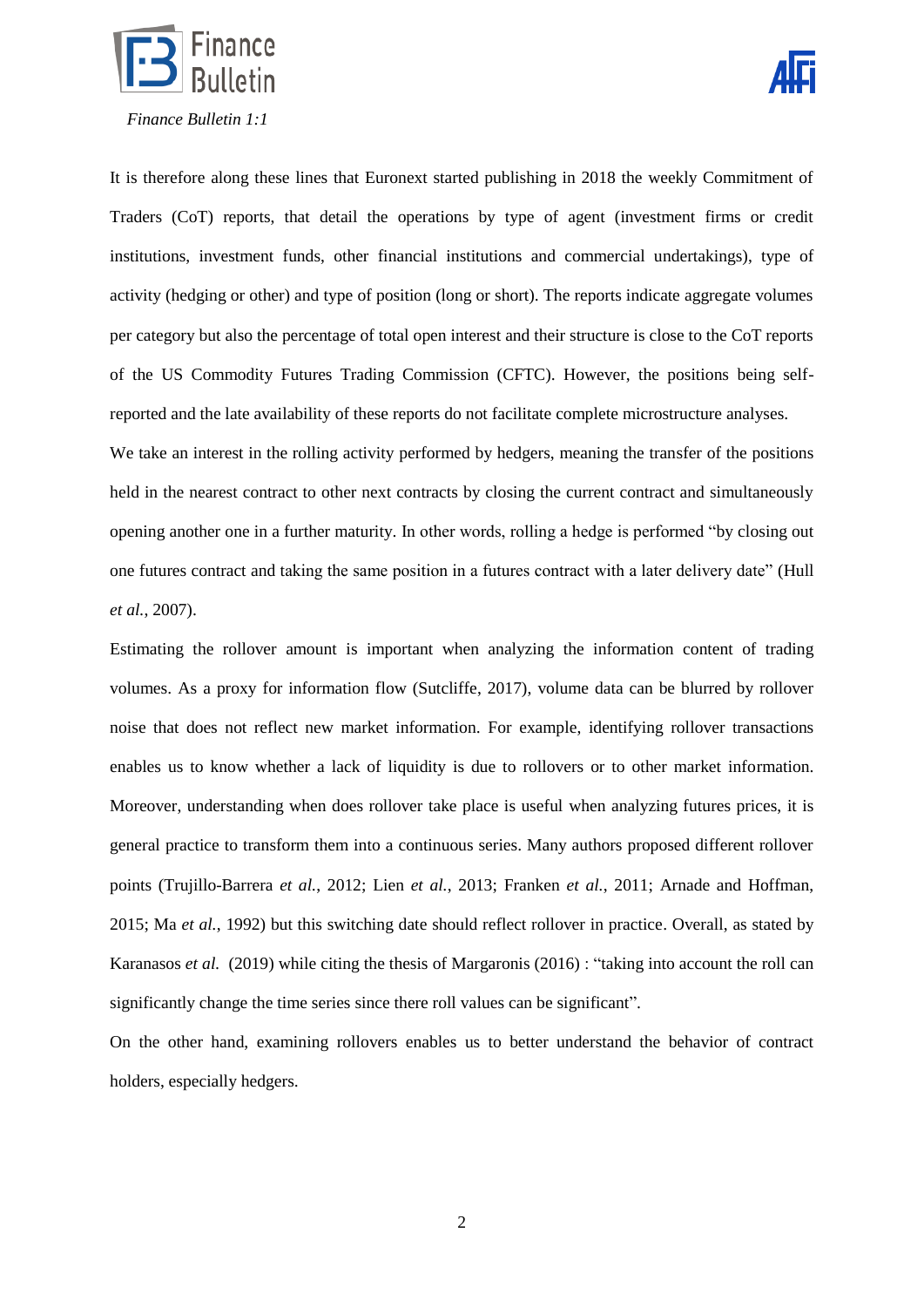It is therefore along these lines that Euronext started publishing in 2018 the weekly Commitment of Traders (CoT) reports, that detail the operations by type of agent (investment firms or credit institutions, investment funds, other financial institutions and commercial undertakings), type of activity (hedging or other) and type of position (long or short). The reports indicate aggregate volumes per category but also the percentage of total open interest and their structure is close to the CoT reports of the US Commodity Futures Trading Commission (CFTC). However, the positions being self-reported and the late availability of these reports do not facilitate complete microstructure analyses.

We take an interest in the rolling activity performed by hedgers, meaning the transfer of the positions held in the nearest contract to other next contracts by closing the current contract and simultaneously opening another one in a further maturity. In other words, rolling a hedge is performed "by closing out one futures contract and taking the same position in a futures contract with a later delivery date" (Hull *et al.*, 2007).

Estimating the rollover amount is important when analyzing the information content of trading volumes. As a proxy for information flow (Sutcliffe, 2017), volume data can be blurred by rollover noise that does not reflect new market information. For example, identifying rollover transactions enables us to know whether a lack of liquidity is due to rollovers or to other market information. Moreover, understanding when does rollover take place is useful when analyzing futures prices, it is general practice to transform them into a continuous series. Many authors proposed different rollover points (Trujillo-Barrera *et al.*, 2012; Lien *et al.*, 2013; Franken *et al.*, 2011; Arnade and Hoffman, 2015; Ma *et al.*, 1992) but this switching date should reflect rollover in practice. Overall, as stated by Karanasos *et al.* (2019) while citing the thesis of Margaronis (2016) : "taking into account the roll can significantly change the time series since there roll values can be significant".

On the other hand, examining rollovers enables us to better understand the behavior of contract holders, especially hedgers.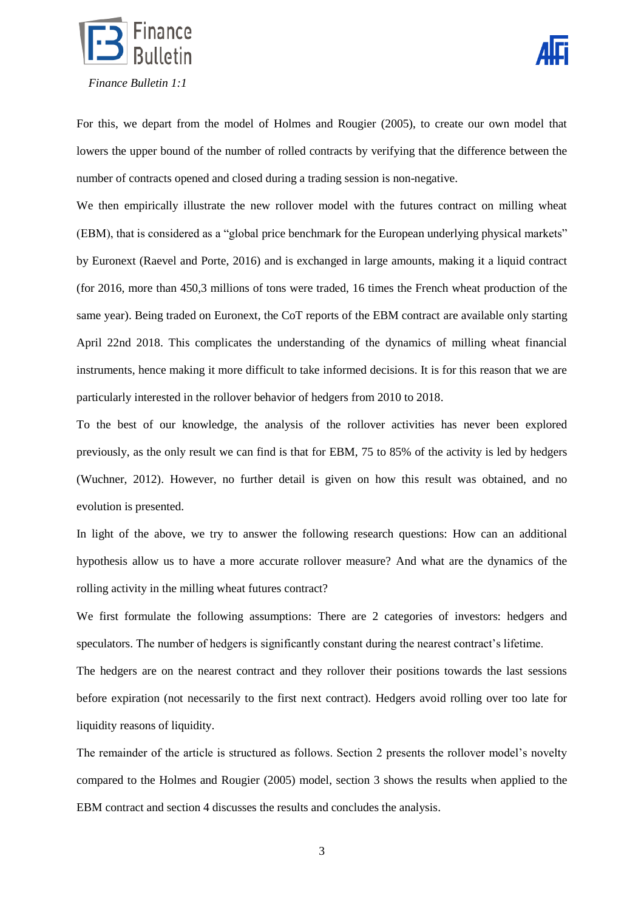For this, we depart from the model of Holmes and Rougier (2005), to create our own model that lowers the upper bound of the number of rolled contracts by verifying that the difference between the number of contracts opened and closed during a trading session is non-negative.

We then empirically illustrate the new rollover model with the futures contract on milling wheat (EBM), that is considered as a "global price benchmark for the European underlying physical markets" by Euronext (Raevel and Porte, 2016) and is exchanged in large amounts, making it a liquid contract (for 2016, more than 450,3 millions of tons were traded, 16 times the French wheat production of the same year). Being traded on Euronext, the CoT reports of the EBM contract are available only starting April 22nd 2018. This complicates the understanding of the dynamics of milling wheat financial instruments, hence making it more difficult to take informed decisions. It is for this reason that we are particularly interested in the rollover behavior of hedgers from 2010 to 2018.

To the best of our knowledge, the analysis of the rollover activities has never been explored previously, as the only result we can find is that for EBM, 75 to 85% of the activity is led by hedgers (Wuchner, 2012). However, no further detail is given on how this result was obtained, and no evolution is presented.

In light of the above, we try to answer the following research questions: How can an additional hypothesis allow us to have a more accurate rollover measure? And what are the dynamics of the rolling activity in the milling wheat futures contract?

We first formulate the following assumptions: There are 2 categories of investors: hedgers and speculators. The number of hedgers is significantly constant during the nearest contract's lifetime.

The hedgers are on the nearest contract and they rollover their positions towards the last sessions before expiration (not necessarily to the first next contract). Hedgers avoid rolling over too late for liquidity reasons of liquidity.

The remainder of the article is structured as follows. Section 2 presents the rollover model's novelty compared to the Holmes and Rougier (2005) model, section 3 shows the results when applied to the EBM contract and section 4 discusses the results and concludes the analysis.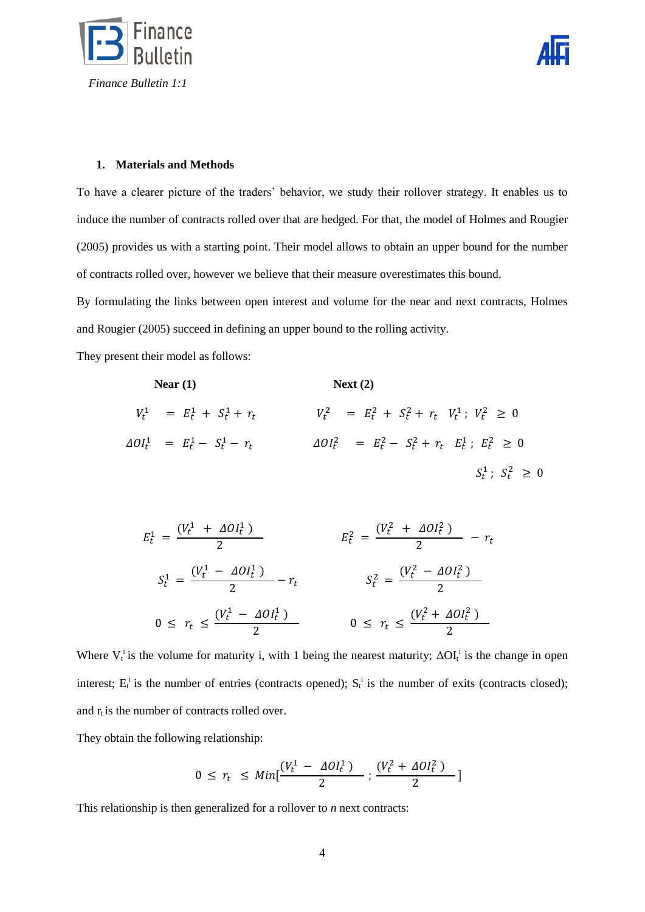## 1. Materials and Methods

To have a clearer picture of the traders' behavior, we study their rollover strategy. It enables us to induce the number of contracts rolled over that are hedged. For that, the model of Holmes and Rougier (2005) provides us with a starting point. Their model allows to obtain an upper bound for the number of contracts rolled over, however we believe that their measure overestimates this bound.

By formulating the links between open interest and volume for the near and next contracts, Holmes and Rougier (2005) succeed in defining an upper bound to the rolling activity.

They present their model as follows:

| **Near (1)** | **Next (2)** | |
|---|---|---|
| $V_t^1 = E_t^1 + S_t^1 + r_t$ | $V_t^2 = E_t^2 + S_t^2 + r_t$ | $V_t^1 ; V_t^2 \geq 0$ |
| $\Delta OI_t^1 = E_t^1 - S_t^1 - r_t$ | $\Delta OI_t^2 = E_t^2 - S_t^2 + r_t$ | $E_t^1 ; E_t^2 \geq 0$ |
| | | $S_t^1 ; S_t^2 \geq 0$ |

$$E_t^1 = \frac{(V_t^1 + \Delta OI_t^1)}{2} \qquad E_t^2 = \frac{(V_t^2 + \Delta OI_t^2)}{2} - r_t$$

$$S_t^1 = \frac{(V_t^1 - \Delta OI_t^1)}{2} - r_t \qquad S_t^2 = \frac{(V_t^2 - \Delta OI_t^2)}{2}$$

$$0 \leq r_t \leq \frac{(V_t^1 - \Delta OI_t^1)}{2} \qquad 0 \leq r_t \leq \frac{(V_t^2 + \Delta OI_t^2)}{2}$$

Where $V_t^i$ is the volume for maturity i, with 1 being the nearest maturity; $\Delta OI_t^i$ is the change in open interest; $E_t^i$ is the number of entries (contracts opened); $S_t^i$ is the number of exits (contracts closed); and $r_t$ is the number of contracts rolled over.

They obtain the following relationship:

$$0 \leq r_t \leq Min[\frac{(V_t^1 - \Delta OI_t^1)}{2} ; \frac{(V_t^2 + \Delta OI_t^2)}{2}]$$

This relationship is then generalized for a rollover to *n* next contracts: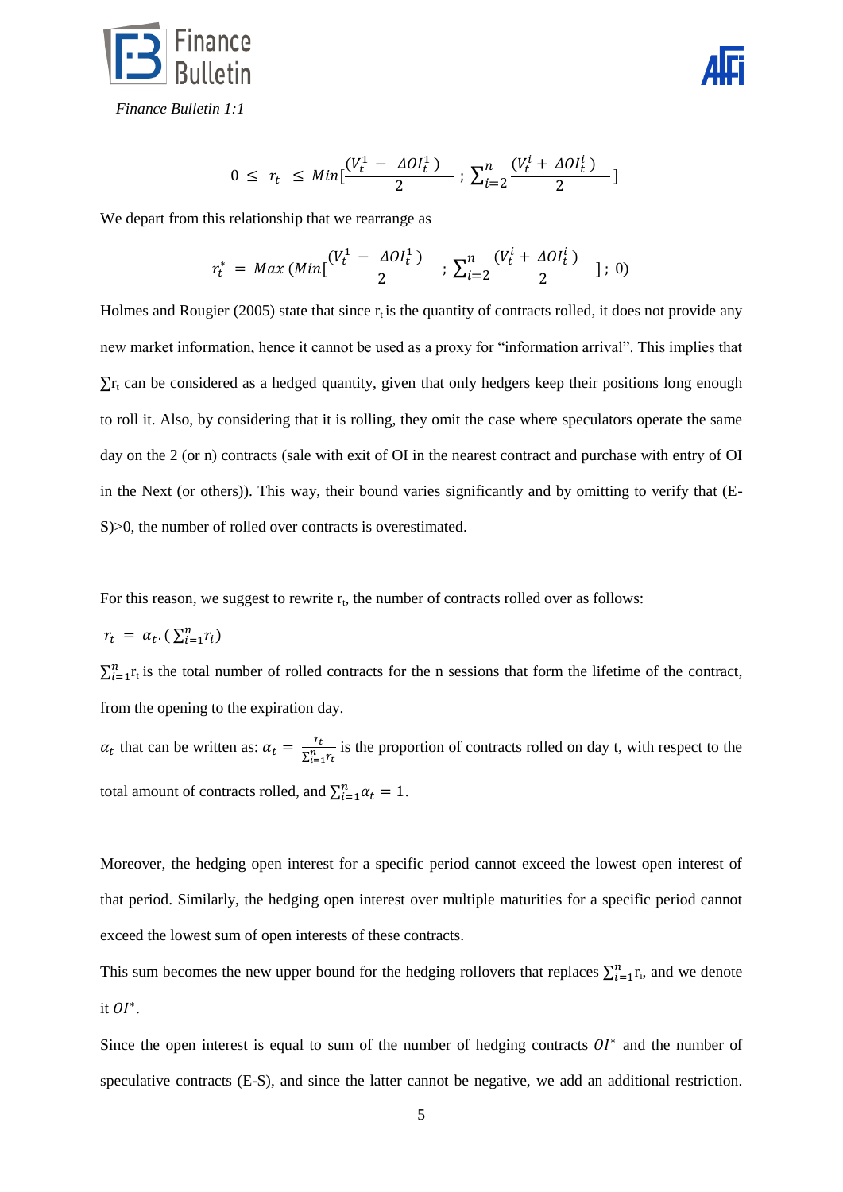$$0 \leq r_t \leq Min[\frac{(V_t^1 - \Delta OI_t^1)}{2} ; \sum_{i=2}^{n} \frac{(V_t^i + \Delta OI_t^i)}{2}]$$

We depart from this relationship that we rearrange as

$$r_t^* = Max\,(Min[\frac{(V_t^1 - \Delta OI_t^1)}{2} ; \sum_{i=2}^{n} \frac{(V_t^i + \Delta OI_t^i)}{2}] ; 0)$$

Holmes and Rougier (2005) state that since $r_t$ is the quantity of contracts rolled, it does not provide any new market information, hence it cannot be used as a proxy for "information arrival". This implies that $\sum r_t$ can be considered as a hedged quantity, given that only hedgers keep their positions long enough to roll it. Also, by considering that it is rolling, they omit the case where speculators operate the same day on the 2 (or n) contracts (sale with exit of OI in the nearest contract and purchase with entry of OI in the Next (or others)). This way, their bound varies significantly and by omitting to verify that (E-S)>0, the number of rolled over contracts is overestimated.

For this reason, we suggest to rewrite $r_t$, the number of contracts rolled over as follows:

$$r_t = \alpha_t . (\sum_{i=1}^{n} r_i)$$

$\sum_{i=1}^{n} r_t$ is the total number of rolled contracts for the n sessions that form the lifetime of the contract, from the opening to the expiration day.

$\alpha_t$ that can be written as: $\alpha_t = \frac{r_t}{\sum_{i=1}^{n} r_t}$ is the proportion of contracts rolled on day t, with respect to the total amount of contracts rolled, and $\sum_{i=1}^{n} \alpha_t = 1$.

Moreover, the hedging open interest for a specific period cannot exceed the lowest open interest of that period. Similarly, the hedging open interest over multiple maturities for a specific period cannot exceed the lowest sum of open interests of these contracts.

This sum becomes the new upper bound for the hedging rollovers that replaces $\sum_{i=1}^{n} r_i$, and we denote it $OI^*$.

Since the open interest is equal to sum of the number of hedging contracts $OI^*$ and the number of speculative contracts (E-S), and since the latter cannot be negative, we add an additional restriction.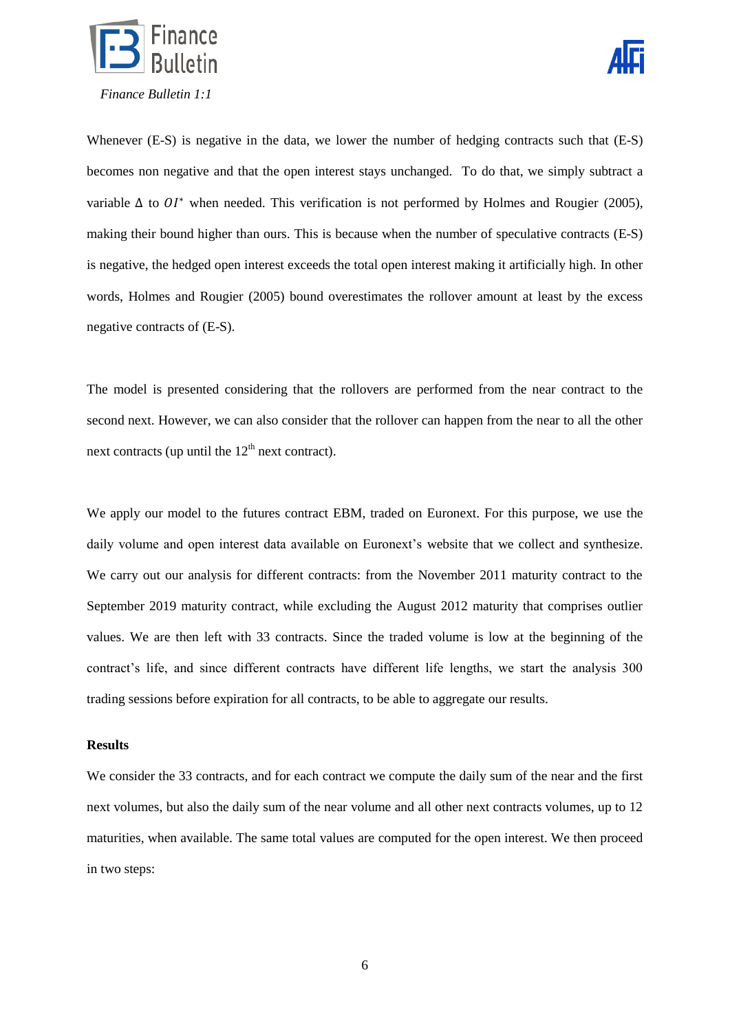Whenever (E-S) is negative in the data, we lower the number of hedging contracts such that (E-S) becomes non negative and that the open interest stays unchanged. To do that, we simply subtract a variable $\Delta$ to $OI^*$ when needed. This verification is not performed by Holmes and Rougier (2005), making their bound higher than ours. This is because when the number of speculative contracts (E-S) is negative, the hedged open interest exceeds the total open interest making it artificially high. In other words, Holmes and Rougier (2005) bound overestimates the rollover amount at least by the excess negative contracts of (E-S).

The model is presented considering that the rollovers are performed from the near contract to the second next. However, we can also consider that the rollover can happen from the near to all the other next contracts (up until the 12$^{th}$ next contract).

We apply our model to the futures contract EBM, traded on Euronext. For this purpose, we use the daily volume and open interest data available on Euronext's website that we collect and synthesize. We carry out our analysis for different contracts: from the November 2011 maturity contract to the September 2019 maturity contract, while excluding the August 2012 maturity that comprises outlier values. We are then left with 33 contracts. Since the traded volume is low at the beginning of the contract's life, and since different contracts have different life lengths, we start the analysis 300 trading sessions before expiration for all contracts, to be able to aggregate our results.

**Results**

We consider the 33 contracts, and for each contract we compute the daily sum of the near and the first next volumes, but also the daily sum of the near volume and all other next contracts volumes, up to 12 maturities, when available. The same total values are computed for the open interest. We then proceed in two steps: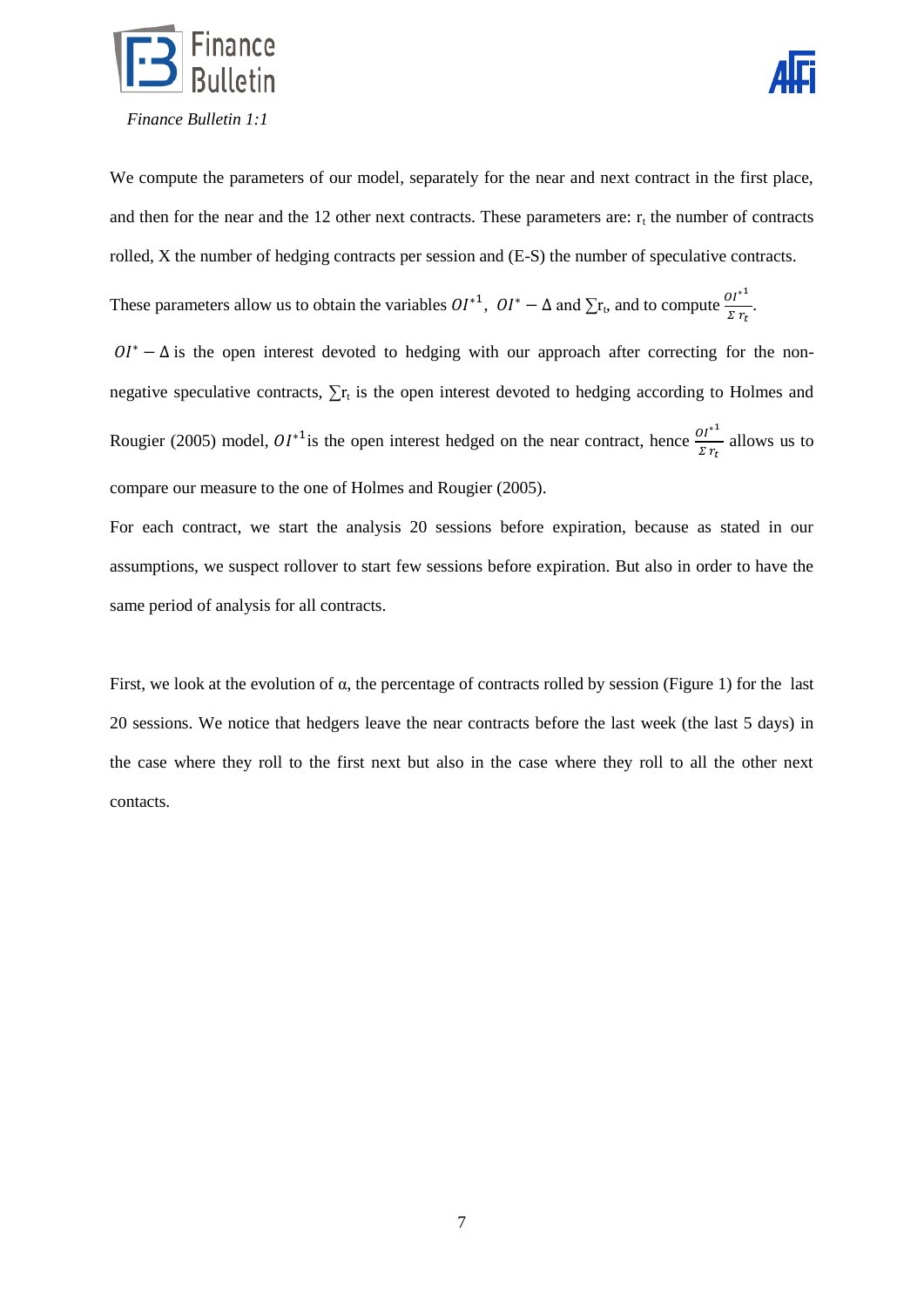We compute the parameters of our model, separately for the near and next contract in the first place, and then for the near and the 12 other next contracts. These parameters are: $r_t$ the number of contracts rolled, X the number of hedging contracts per session and (E-S) the number of speculative contracts.

These parameters allow us to obtain the variables $OI^{*1}$, $OI^{*} - \Delta$ and $\sum r_t$, and to compute $\frac{OI^{*1}}{\Sigma r_t}$.

$OI^{*} - \Delta$ is the open interest devoted to hedging with our approach after correcting for the non-negative speculative contracts, $\sum r_t$ is the open interest devoted to hedging according to Holmes and Rougier (2005) model, $OI^{*1}$is the open interest hedged on the near contract, hence $\frac{OI^{*1}}{\Sigma r_t}$ allows us to compare our measure to the one of Holmes and Rougier (2005).

For each contract, we start the analysis 20 sessions before expiration, because as stated in our assumptions, we suspect rollover to start few sessions before expiration. But also in order to have the same period of analysis for all contracts.

First, we look at the evolution of α, the percentage of contracts rolled by session (Figure 1) for the last 20 sessions. We notice that hedgers leave the near contracts before the last week (the last 5 days) in the case where they roll to the first next but also in the case where they roll to all the other next contacts.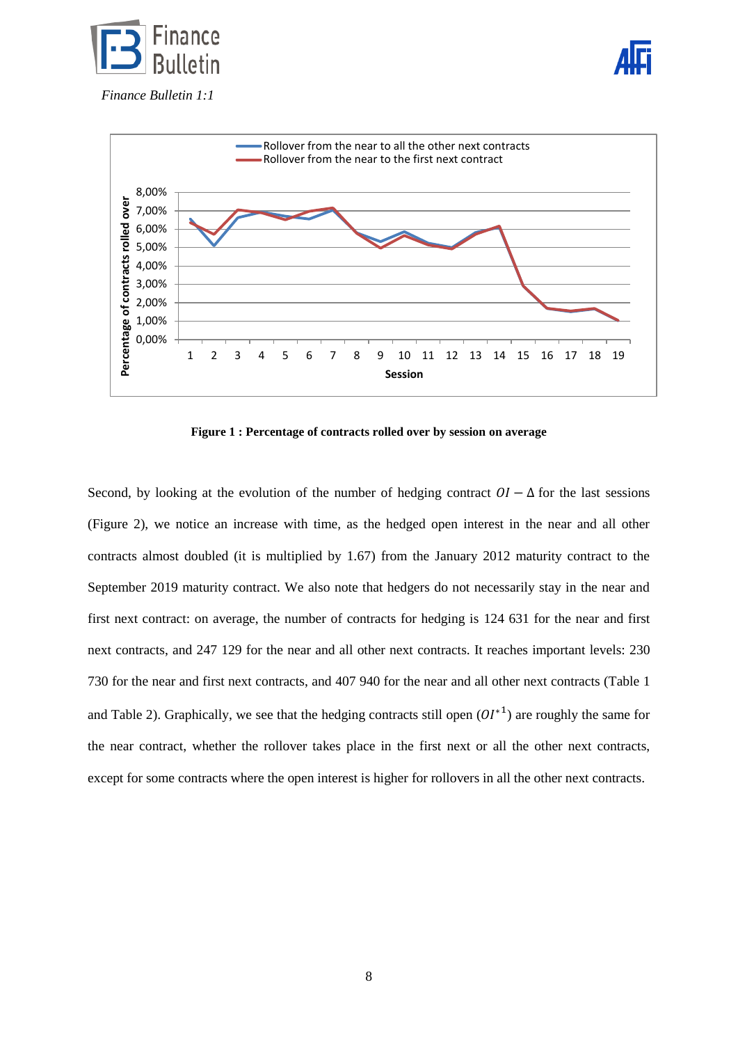**Figure 1 : Percentage of contracts rolled over by session on average**

Second, by looking at the evolution of the number of hedging contract $OI - \Delta$ for the last sessions (Figure 2), we notice an increase with time, as the hedged open interest in the near and all other contracts almost doubled (it is multiplied by 1.67) from the January 2012 maturity contract to the September 2019 maturity contract. We also note that hedgers do not necessarily stay in the near and first next contract: on average, the number of contracts for hedging is 124 631 for the near and first next contracts, and 247 129 for the near and all other next contracts. It reaches important levels: 230 730 for the near and first next contracts, and 407 940 for the near and all other next contracts (Table 1 and Table 2). Graphically, we see that the hedging contracts still open ($OI^{*1}$) are roughly the same for the near contract, whether the rollover takes place in the first next or all the other next contracts, except for some contracts where the open interest is higher for rollovers in all the other next contracts.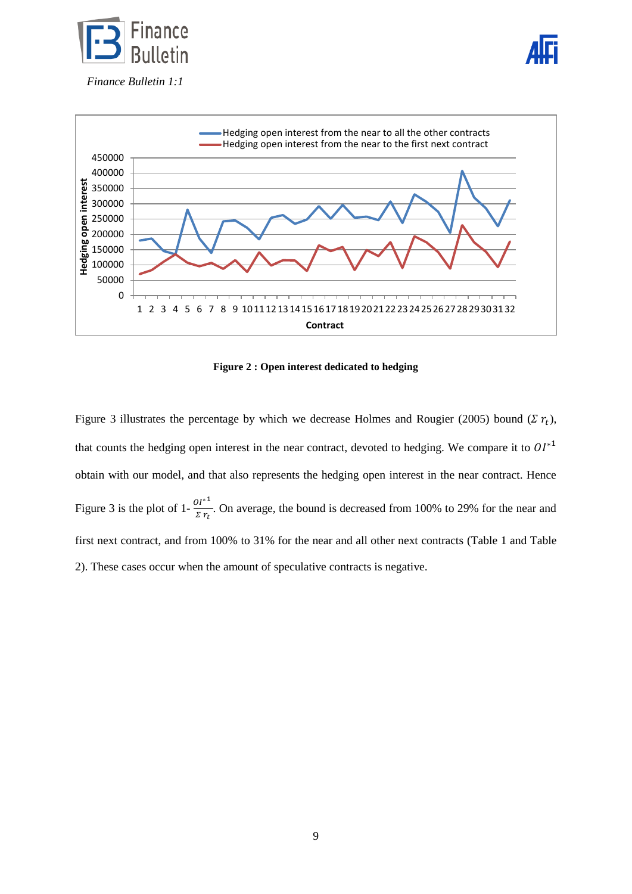**Figure 2 : Open interest dedicated to hedging**

Figure 3 illustrates the percentage by which we decrease Holmes and Rougier (2005) bound ($\Sigma\, r_t$), that counts the hedging open interest in the near contract, devoted to hedging. We compare it to $OI^{*1}$ obtain with our model, and that also represents the hedging open interest in the near contract. Hence Figure 3 is the plot of 1- $\frac{OI^{*1}}{\Sigma\, r_t}$. On average, the bound is decreased from 100% to 29% for the near and first next contract, and from 100% to 31% for the near and all other next contracts (Table 1 and Table 2). These cases occur when the amount of speculative contracts is negative.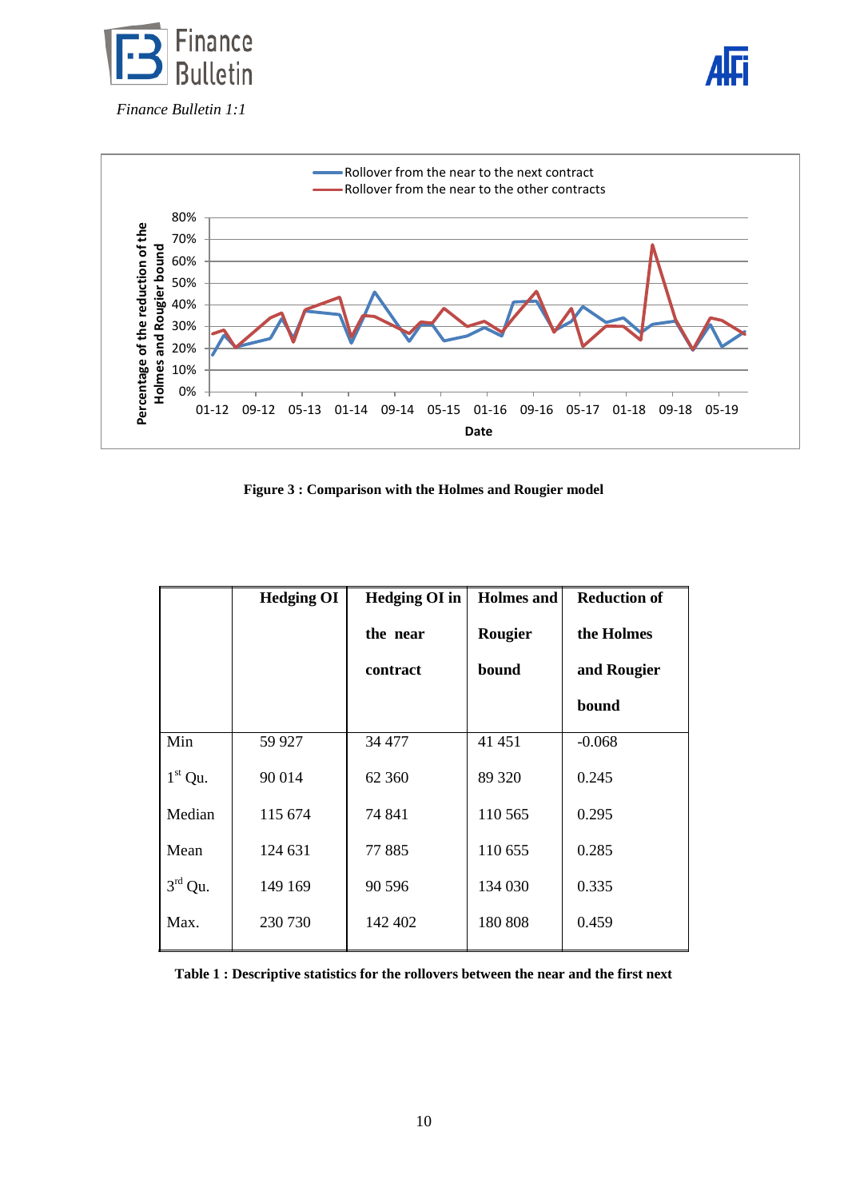**Figure 3 : Comparison with the Holmes and Rougier model**

| | Hedging OI | Hedging OI in the near contract | Holmes and Rougier bound | Reduction of the Holmes and Rougier bound |
|---|---|---|---|---|
| Min | 59 927 | 34 477 | 41 451 | -0.068 |
| 1st Qu. | 90 014 | 62 360 | 89 320 | 0.245 |
| Median | 115 674 | 74 841 | 110 565 | 0.295 |
| Mean | 124 631 | 77 885 | 110 655 | 0.285 |
| 3rd Qu. | 149 169 | 90 596 | 134 030 | 0.335 |
| Max. | 230 730 | 142 402 | 180 808 | 0.459 |

**Table 1 : Descriptive statistics for the rollovers between the near and the first next**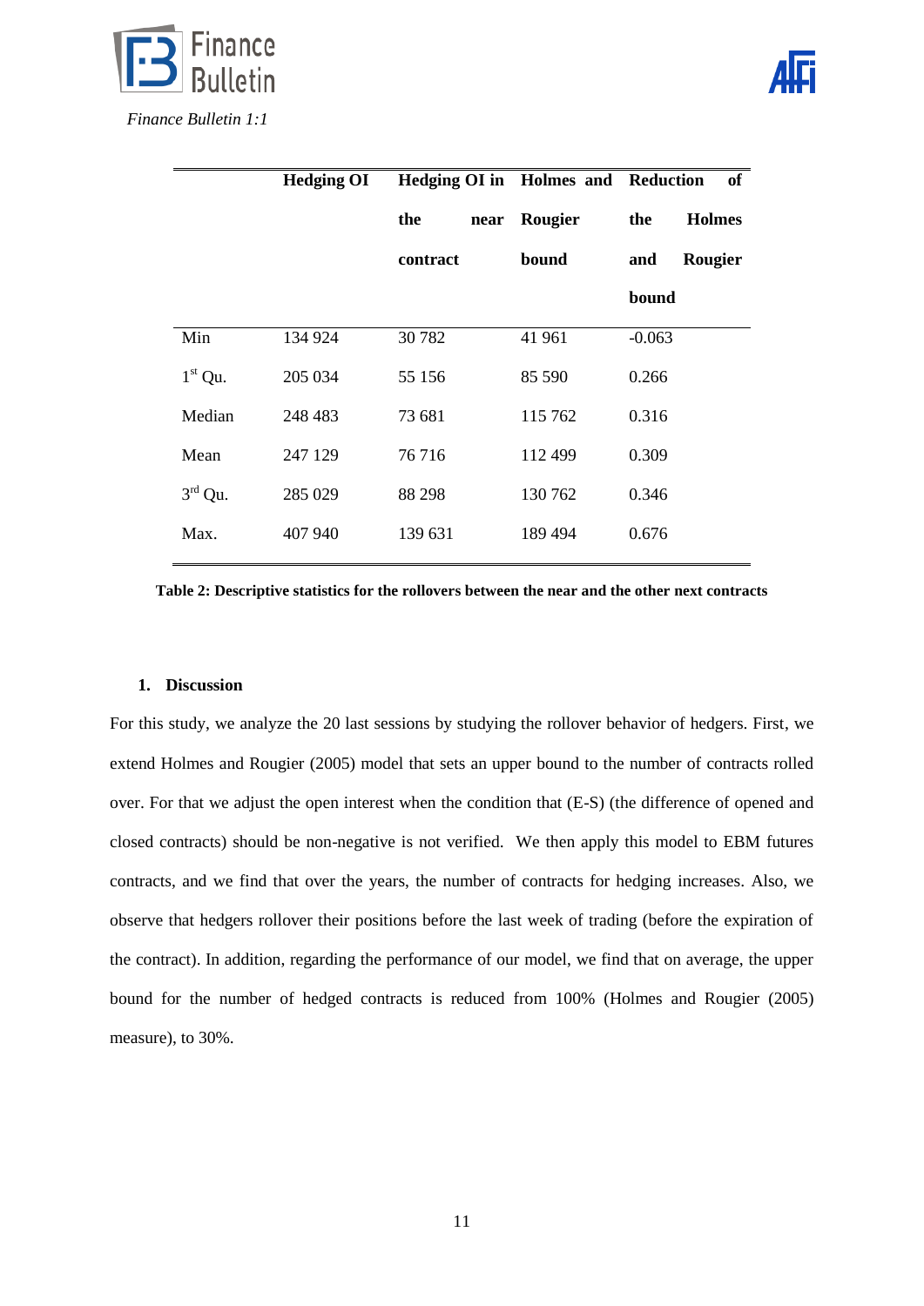| | **Hedging OI** | **Hedging OI in the near contract** | **Holmes and Rougier bound** | **Reduction of the Holmes and Rougier bound** |
|---|---|---|---|---|
| Min | 134 924 | 30 782 | 41 961 | -0.063 |
| 1st Qu. | 205 034 | 55 156 | 85 590 | 0.266 |
| Median | 248 483 | 73 681 | 115 762 | 0.316 |
| Mean | 247 129 | 76 716 | 112 499 | 0.309 |
| 3rd Qu. | 285 029 | 88 298 | 130 762 | 0.346 |
| Max. | 407 940 | 139 631 | 189 494 | 0.676 |

**Table 2: Descriptive statistics for the rollovers between the near and the other next contracts**

## 1. Discussion

For this study, we analyze the 20 last sessions by studying the rollover behavior of hedgers. First, we extend Holmes and Rougier (2005) model that sets an upper bound to the number of contracts rolled over. For that we adjust the open interest when the condition that (E-S) (the difference of opened and closed contracts) should be non-negative is not verified. We then apply this model to EBM futures contracts, and we find that over the years, the number of contracts for hedging increases. Also, we observe that hedgers rollover their positions before the last week of trading (before the expiration of the contract). In addition, regarding the performance of our model, we find that on average, the upper bound for the number of hedged contracts is reduced from 100% (Holmes and Rougier (2005) measure), to 30%.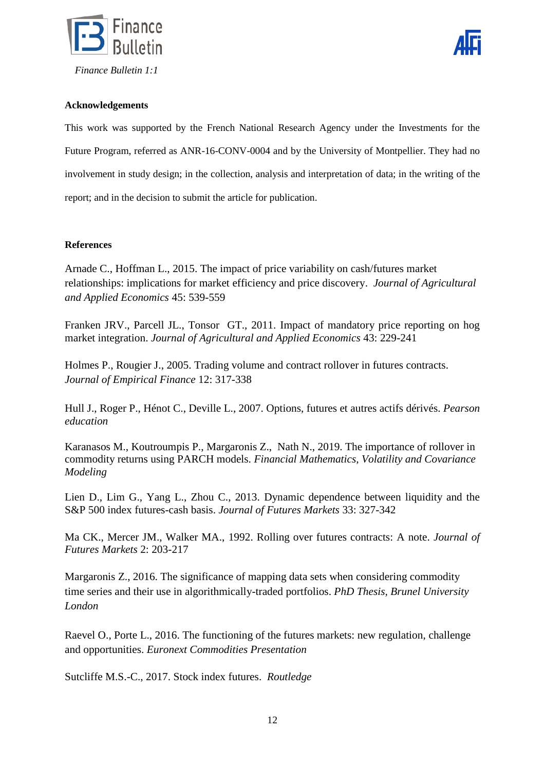**Acknowledgements**

This work was supported by the French National Research Agency under the Investments for the Future Program, referred as ANR-16-CONV-0004 and by the University of Montpellier. They had no involvement in study design; in the collection, analysis and interpretation of data; in the writing of the report; and in the decision to submit the article for publication.

**References**

Arnade C., Hoffman L., 2015. The impact of price variability on cash/futures market relationships: implications for market efficiency and price discovery. *Journal of Agricultural and Applied Economics* 45: 539-559

Franken JRV., Parcell JL., Tonsor GT., 2011. Impact of mandatory price reporting on hog market integration. *Journal of Agricultural and Applied Economics* 43: 229-241

Holmes P., Rougier J., 2005. Trading volume and contract rollover in futures contracts. *Journal of Empirical Finance* 12: 317-338

Hull J., Roger P., Hénot C., Deville L., 2007. Options, futures et autres actifs dérivés. *Pearson education*

Karanasos M., Koutroumpis P., Margaronis Z., Nath N., 2019. The importance of rollover in commodity returns using PARCH models. *Financial Mathematics, Volatility and Covariance Modeling*

Lien D., Lim G., Yang L., Zhou C., 2013. Dynamic dependence between liquidity and the S&P 500 index futures-cash basis. *Journal of Futures Markets* 33: 327-342

Ma CK., Mercer JM., Walker MA., 1992. Rolling over futures contracts: A note. *Journal of Futures Markets* 2: 203-217

Margaronis Z., 2016. The significance of mapping data sets when considering commodity time series and their use in algorithmically-traded portfolios. *PhD Thesis, Brunel University London*

Raevel O., Porte L., 2016. The functioning of the futures markets: new regulation, challenge and opportunities. *Euronext Commodities Presentation*

Sutcliffe M.S.-C., 2017. Stock index futures. *Routledge*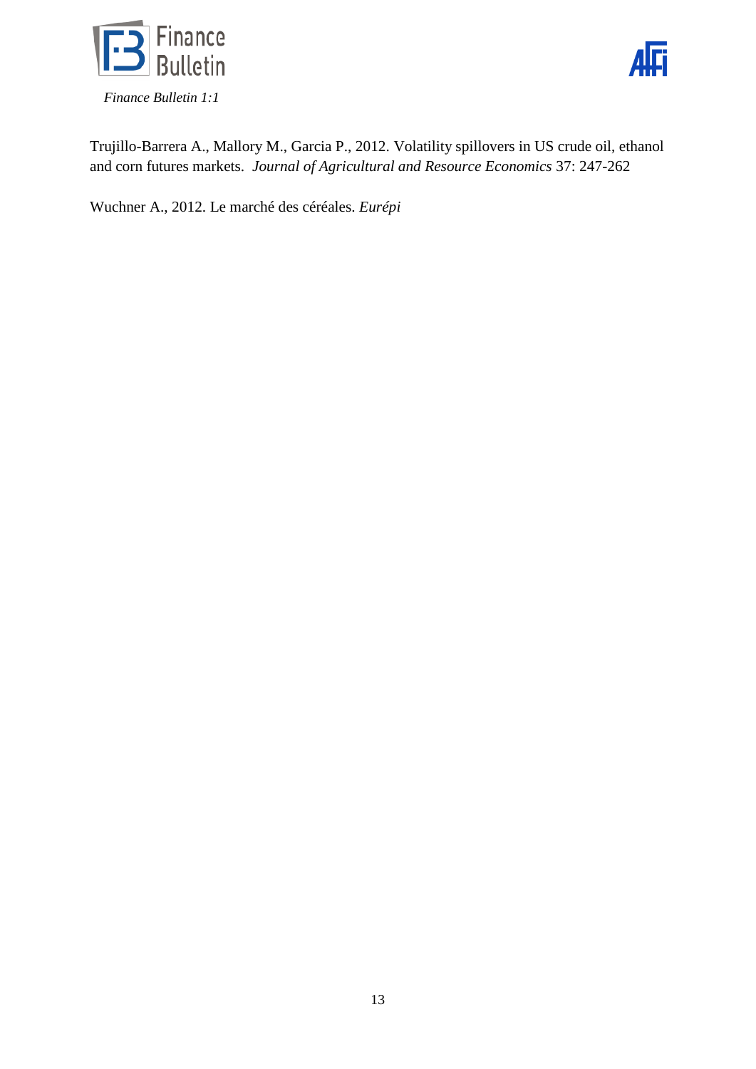Trujillo-Barrera A., Mallory M., Garcia P., 2012. Volatility spillovers in US crude oil, ethanol and corn futures markets. *Journal of Agricultural and Resource Economics* 37: 247-262

Wuchner A., 2012. Le marché des céréales. *Eurépi*